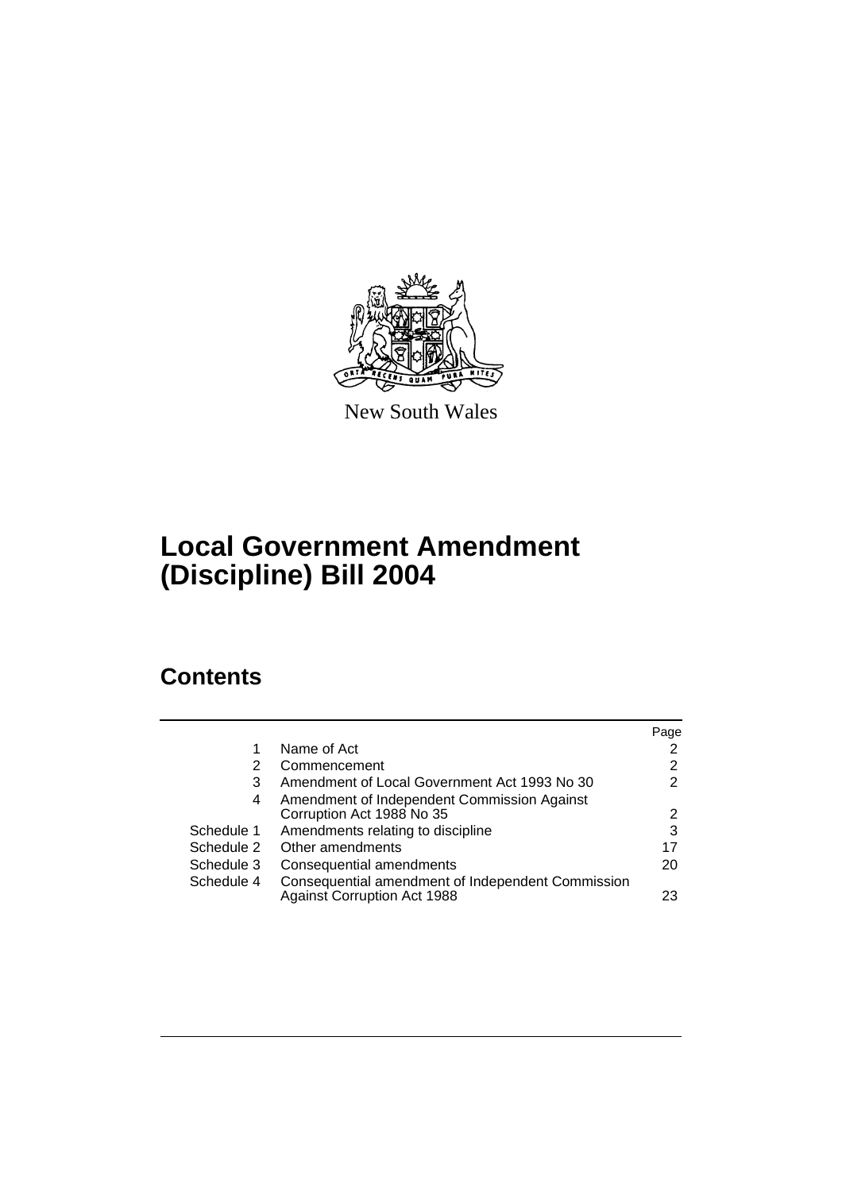New South Wales

# Local Government Amendment (Discipline) Bill 2004

## Contents

| | | Page |
|---|---|---|
| 1 | Name of Act | 2 |
| 2 | Commencement | 2 |
| 3 | Amendment of Local Government Act 1993 No 30 | 2 |
| 4 | Amendment of Independent Commission Against Corruption Act 1988 No 35 | 2 |
| Schedule 1 | Amendments relating to discipline | 3 |
| Schedule 2 | Other amendments | 17 |
| Schedule 3 | Consequential amendments | 20 |
| Schedule 4 | Consequential amendment of Independent Commission Against Corruption Act 1988 | 23 |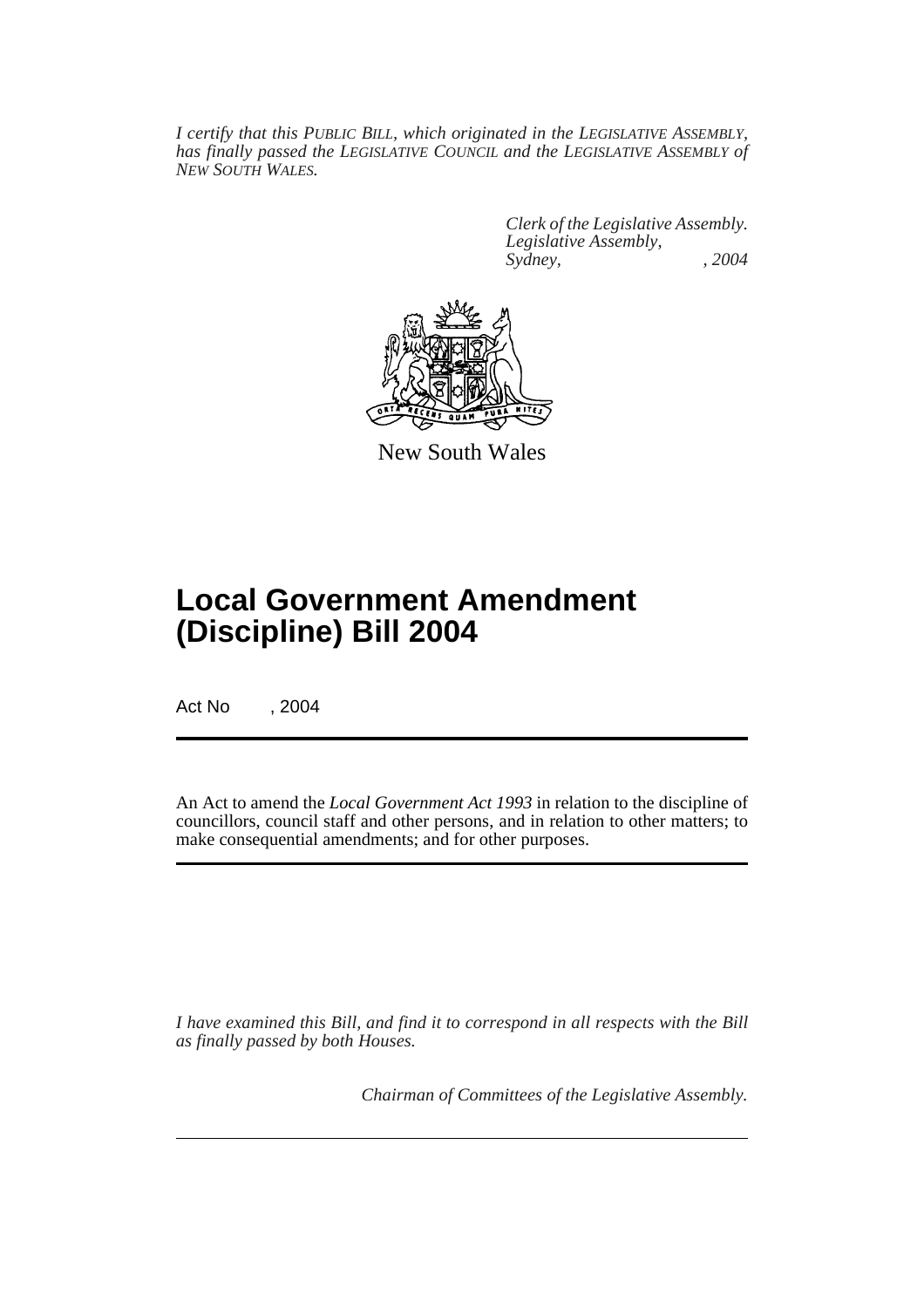*I certify that this PUBLIC BILL, which originated in the LEGISLATIVE ASSEMBLY, has finally passed the LEGISLATIVE COUNCIL and the LEGISLATIVE ASSEMBLY of NEW SOUTH WALES.*

*Clerk of the Legislative Assembly.*
*Legislative Assembly,*
*Sydney, , 2004*

New South Wales

# Local Government Amendment (Discipline) Bill 2004

Act No , 2004

An Act to amend the *Local Government Act 1993* in relation to the discipline of councillors, council staff and other persons, and in relation to other matters; to make consequential amendments; and for other purposes.

*I have examined this Bill, and find it to correspond in all respects with the Bill as finally passed by both Houses.*

*Chairman of Committees of the Legislative Assembly.*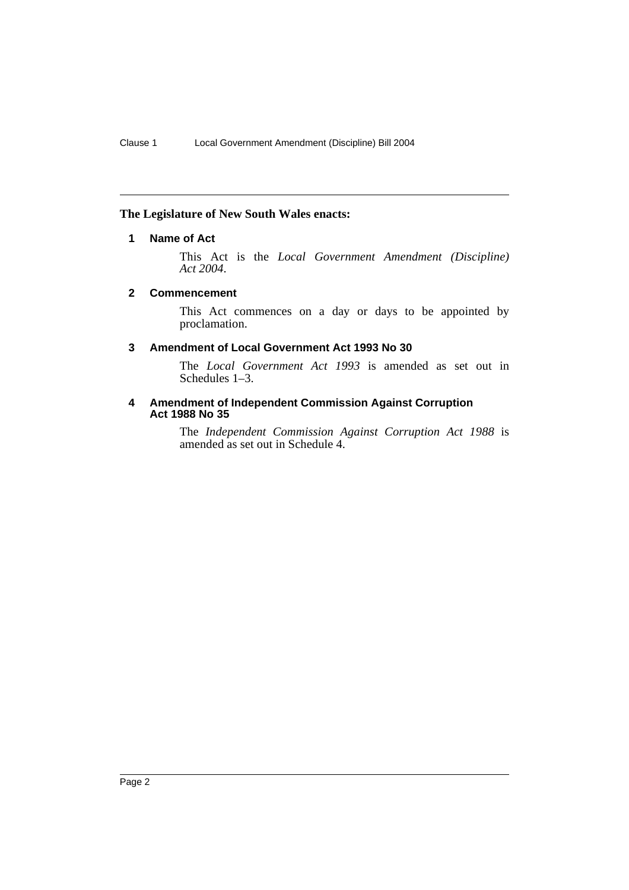**The Legislature of New South Wales enacts:**

### 1 Name of Act

This Act is the *Local Government Amendment (Discipline) Act 2004*.

### 2 Commencement

This Act commences on a day or days to be appointed by proclamation.

### 3 Amendment of Local Government Act 1993 No 30

The *Local Government Act 1993* is amended as set out in Schedules 1–3.

### 4 Amendment of Independent Commission Against Corruption Act 1988 No 35

The *Independent Commission Against Corruption Act 1988* is amended as set out in Schedule 4.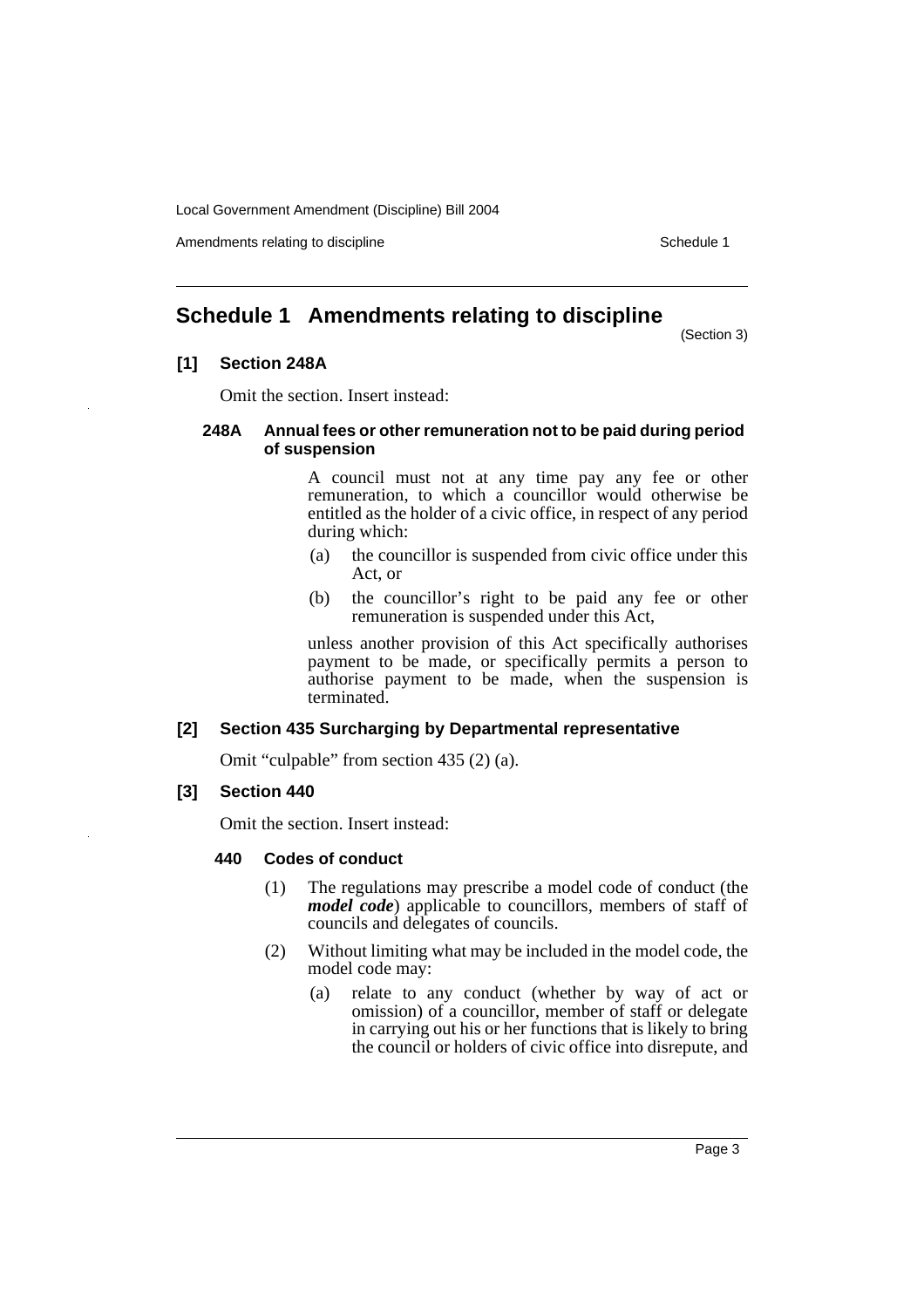# Schedule 1 Amendments relating to discipline

(Section 3)

## [1] Section 248A

Omit the section. Insert instead:

### 248A Annual fees or other remuneration not to be paid during period of suspension

A council must not at any time pay any fee or other remuneration, to which a councillor would otherwise be entitled as the holder of a civic office, in respect of any period during which:

(a) the councillor is suspended from civic office under this Act, or

(b) the councillor's right to be paid any fee or other remuneration is suspended under this Act,

unless another provision of this Act specifically authorises payment to be made, or specifically permits a person to authorise payment to be made, when the suspension is terminated.

## [2] Section 435 Surcharging by Departmental representative

Omit "culpable" from section 435 (2) (a).

## [3] Section 440

Omit the section. Insert instead:

### 440 Codes of conduct

(1) The regulations may prescribe a model code of conduct (the ***model code***) applicable to councillors, members of staff of councils and delegates of councils.

(2) Without limiting what may be included in the model code, the model code may:

(a) relate to any conduct (whether by way of act or omission) of a councillor, member of staff or delegate in carrying out his or her functions that is likely to bring the council or holders of civic office into disrepute, and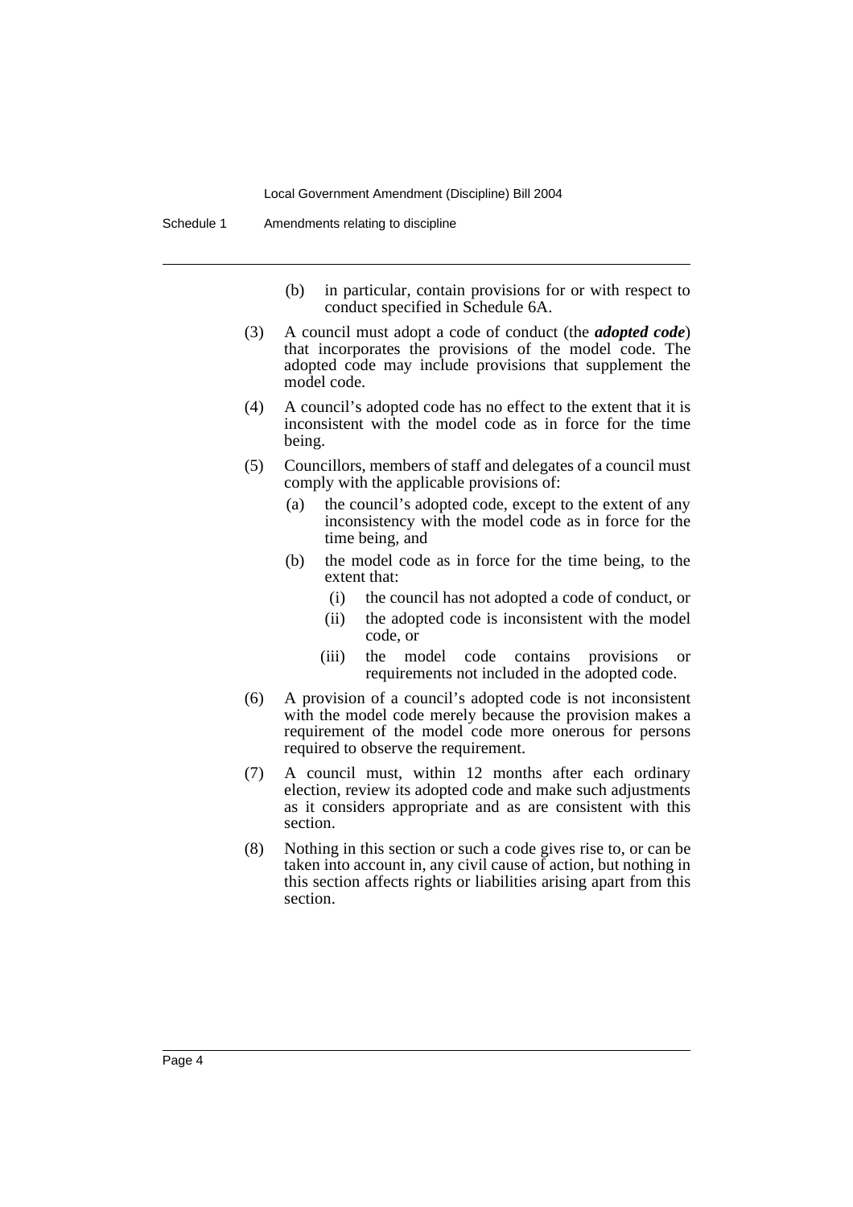(b) in particular, contain provisions for or with respect to conduct specified in Schedule 6A.

(3) A council must adopt a code of conduct (the ***adopted code***) that incorporates the provisions of the model code. The adopted code may include provisions that supplement the model code.

(4) A council's adopted code has no effect to the extent that it is inconsistent with the model code as in force for the time being.

(5) Councillors, members of staff and delegates of a council must comply with the applicable provisions of:

(a) the council's adopted code, except to the extent of any inconsistency with the model code as in force for the time being, and

(b) the model code as in force for the time being, to the extent that:

(i) the council has not adopted a code of conduct, or

(ii) the adopted code is inconsistent with the model code, or

(iii) the model code contains provisions or requirements not included in the adopted code.

(6) A provision of a council's adopted code is not inconsistent with the model code merely because the provision makes a requirement of the model code more onerous for persons required to observe the requirement.

(7) A council must, within 12 months after each ordinary election, review its adopted code and make such adjustments as it considers appropriate and as are consistent with this section.

(8) Nothing in this section or such a code gives rise to, or can be taken into account in, any civil cause of action, but nothing in this section affects rights or liabilities arising apart from this section.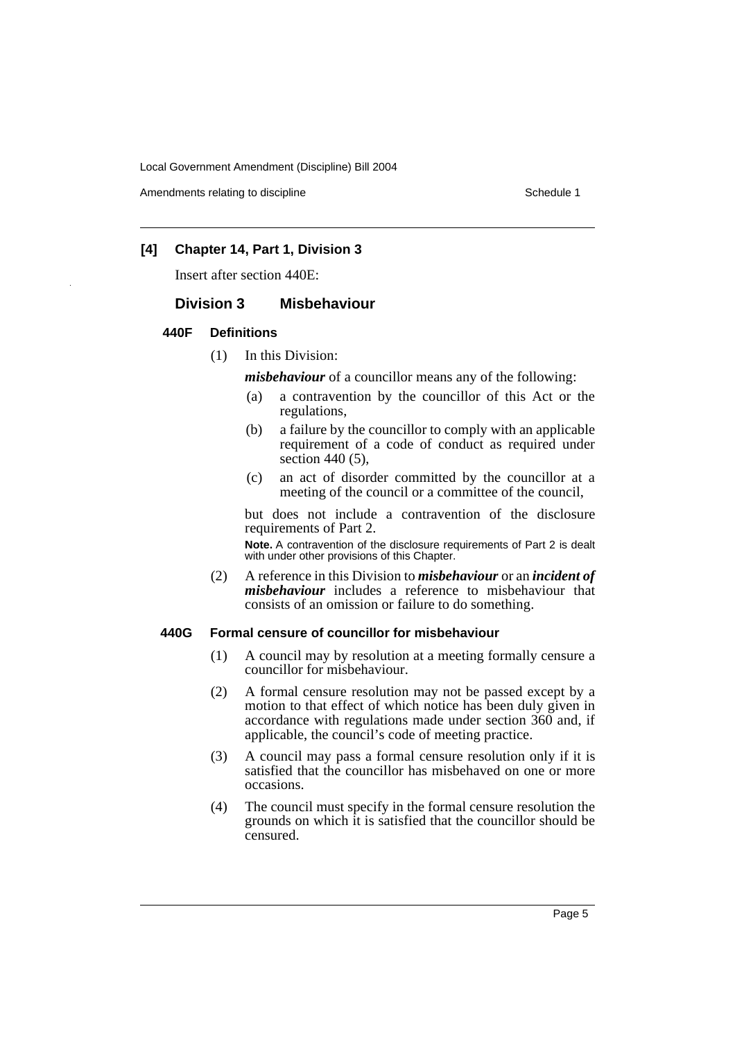### [4] Chapter 14, Part 1, Division 3

Insert after section 440E:

## Division 3 Misbehaviour

#### 440F Definitions

(1) In this Division:

***misbehaviour*** of a councillor means any of the following:

(a) a contravention by the councillor of this Act or the regulations,

(b) a failure by the councillor to comply with an applicable requirement of a code of conduct as required under section 440 (5),

(c) an act of disorder committed by the councillor at a meeting of the council or a committee of the council,

but does not include a contravention of the disclosure requirements of Part 2.

**Note.** A contravention of the disclosure requirements of Part 2 is dealt with under other provisions of this Chapter.

(2) A reference in this Division to ***misbehaviour*** or an ***incident of misbehaviour*** includes a reference to misbehaviour that consists of an omission or failure to do something.

#### 440G Formal censure of councillor for misbehaviour

(1) A council may by resolution at a meeting formally censure a councillor for misbehaviour.

(2) A formal censure resolution may not be passed except by a motion to that effect of which notice has been duly given in accordance with regulations made under section 360 and, if applicable, the council's code of meeting practice.

(3) A council may pass a formal censure resolution only if it is satisfied that the councillor has misbehaved on one or more occasions.

(4) The council must specify in the formal censure resolution the grounds on which it is satisfied that the councillor should be censured.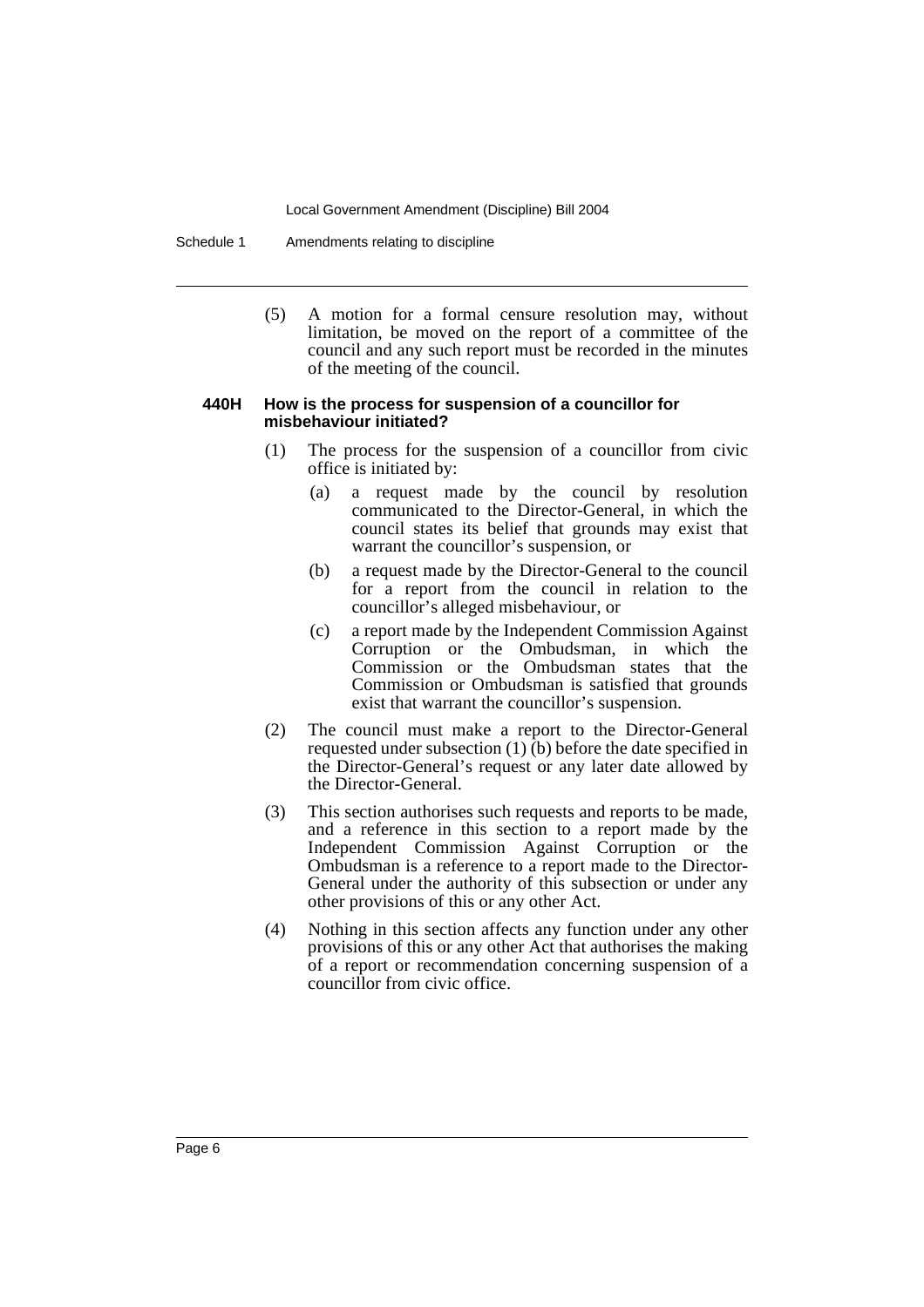(5) A motion for a formal censure resolution may, without limitation, be moved on the report of a committee of the council and any such report must be recorded in the minutes of the meeting of the council.

#### 440H How is the process for suspension of a councillor for misbehaviour initiated?

(1) The process for the suspension of a councillor from civic office is initiated by:

(a) a request made by the council by resolution communicated to the Director-General, in which the council states its belief that grounds may exist that warrant the councillor's suspension, or

(b) a request made by the Director-General to the council for a report from the council in relation to the councillor's alleged misbehaviour, or

(c) a report made by the Independent Commission Against Corruption or the Ombudsman, in which the Commission or the Ombudsman states that the Commission or Ombudsman is satisfied that grounds exist that warrant the councillor's suspension.

(2) The council must make a report to the Director-General requested under subsection (1) (b) before the date specified in the Director-General's request or any later date allowed by the Director-General.

(3) This section authorises such requests and reports to be made, and a reference in this section to a report made by the Independent Commission Against Corruption or the Ombudsman is a reference to a report made to the Director-General under the authority of this subsection or under any other provisions of this or any other Act.

(4) Nothing in this section affects any function under any other provisions of this or any other Act that authorises the making of a report or recommendation concerning suspension of a councillor from civic office.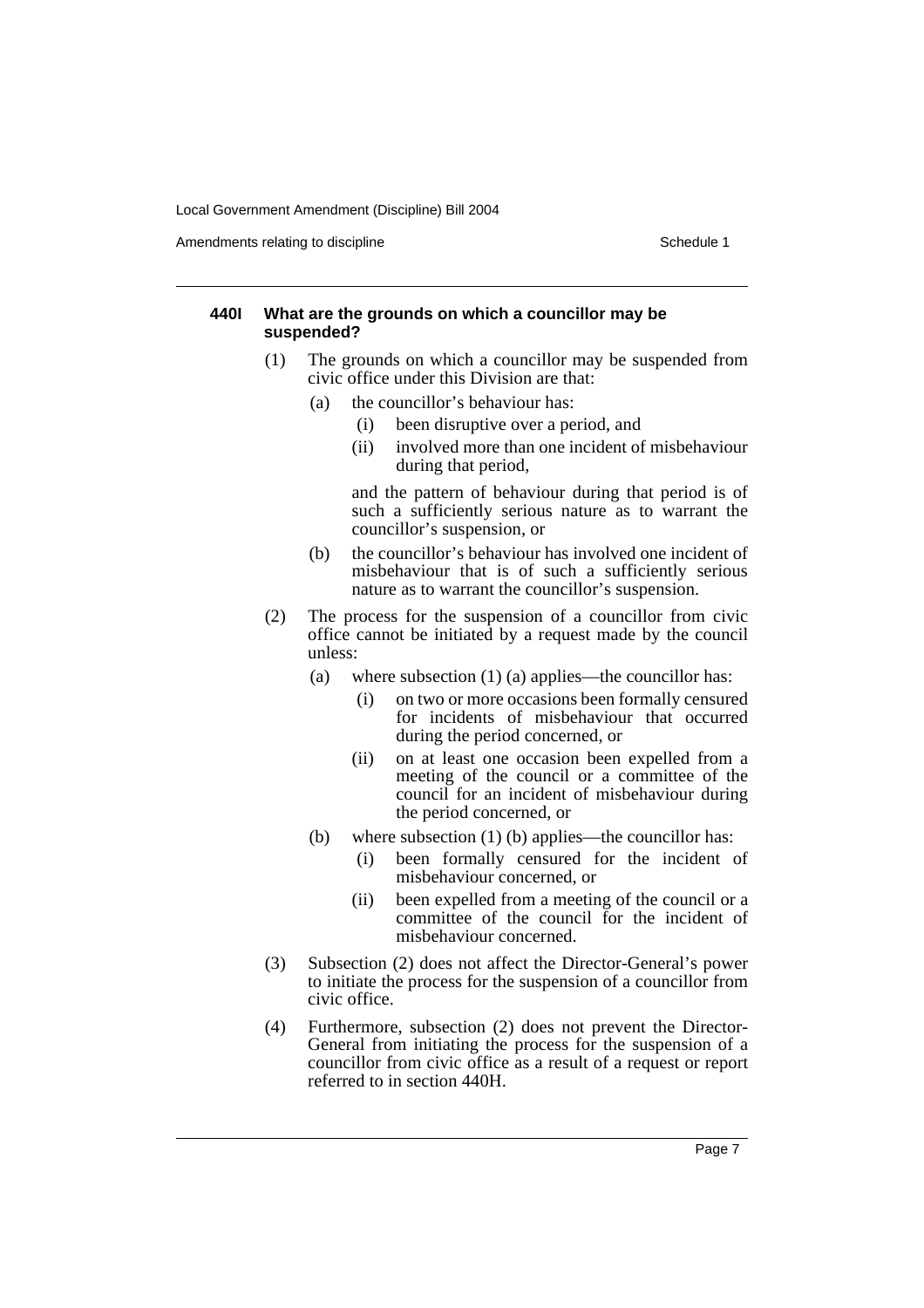#### 440I What are the grounds on which a councillor may be suspended?

(1) The grounds on which a councillor may be suspended from civic office under this Division are that:

- (a) the councillor's behaviour has:
  - (i) been disruptive over a period, and
  - (ii) involved more than one incident of misbehaviour during that period,

  and the pattern of behaviour during that period is of such a sufficiently serious nature as to warrant the councillor's suspension, or

- (b) the councillor's behaviour has involved one incident of misbehaviour that is of such a sufficiently serious nature as to warrant the councillor's suspension.

(2) The process for the suspension of a councillor from civic office cannot be initiated by a request made by the council unless:

- (a) where subsection (1) (a) applies—the councillor has:
  - (i) on two or more occasions been formally censured for incidents of misbehaviour that occurred during the period concerned, or
  - (ii) on at least one occasion been expelled from a meeting of the council or a committee of the council for an incident of misbehaviour during the period concerned, or
- (b) where subsection (1) (b) applies—the councillor has:
  - (i) been formally censured for the incident of misbehaviour concerned, or
  - (ii) been expelled from a meeting of the council or a committee of the council for the incident of misbehaviour concerned.

(3) Subsection (2) does not affect the Director-General's power to initiate the process for the suspension of a councillor from civic office.

(4) Furthermore, subsection (2) does not prevent the Director-General from initiating the process for the suspension of a councillor from civic office as a result of a request or report referred to in section 440H.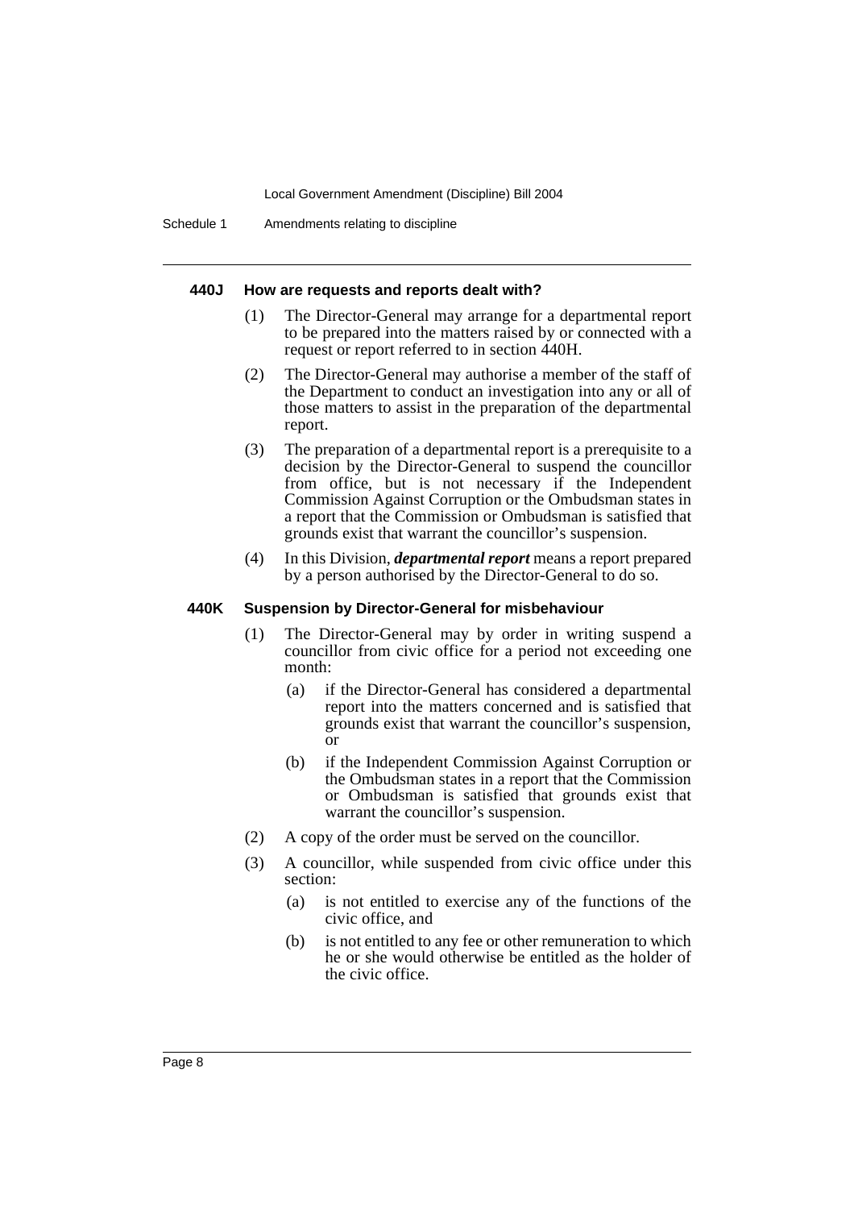#### 440J How are requests and reports dealt with?

(1) The Director-General may arrange for a departmental report to be prepared into the matters raised by or connected with a request or report referred to in section 440H.

(2) The Director-General may authorise a member of the staff of the Department to conduct an investigation into any or all of those matters to assist in the preparation of the departmental report.

(3) The preparation of a departmental report is a prerequisite to a decision by the Director-General to suspend the councillor from office, but is not necessary if the Independent Commission Against Corruption or the Ombudsman states in a report that the Commission or Ombudsman is satisfied that grounds exist that warrant the councillor's suspension.

(4) In this Division, ***departmental report*** means a report prepared by a person authorised by the Director-General to do so.

#### 440K Suspension by Director-General for misbehaviour

(1) The Director-General may by order in writing suspend a councillor from civic office for a period not exceeding one month:

- (a) if the Director-General has considered a departmental report into the matters concerned and is satisfied that grounds exist that warrant the councillor's suspension, or
- (b) if the Independent Commission Against Corruption or the Ombudsman states in a report that the Commission or Ombudsman is satisfied that grounds exist that warrant the councillor's suspension.

(2) A copy of the order must be served on the councillor.

(3) A councillor, while suspended from civic office under this section:

- (a) is not entitled to exercise any of the functions of the civic office, and
- (b) is not entitled to any fee or other remuneration to which he or she would otherwise be entitled as the holder of the civic office.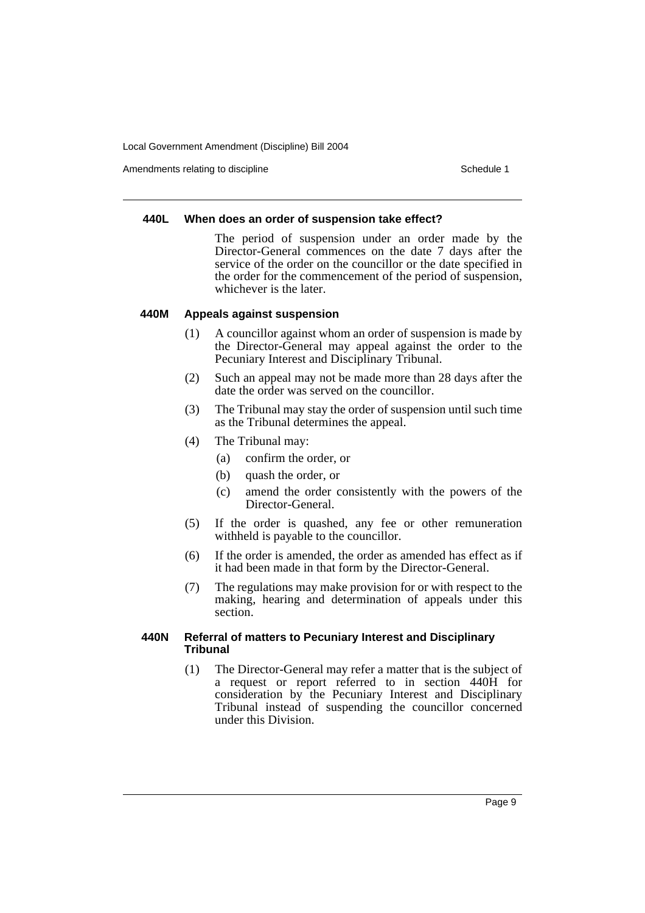#### 440L When does an order of suspension take effect?

The period of suspension under an order made by the Director-General commences on the date 7 days after the service of the order on the councillor or the date specified in the order for the commencement of the period of suspension, whichever is the later.

#### 440M Appeals against suspension

(1) A councillor against whom an order of suspension is made by the Director-General may appeal against the order to the Pecuniary Interest and Disciplinary Tribunal.

(2) Such an appeal may not be made more than 28 days after the date the order was served on the councillor.

(3) The Tribunal may stay the order of suspension until such time as the Tribunal determines the appeal.

(4) The Tribunal may:

- (a) confirm the order, or
- (b) quash the order, or
- (c) amend the order consistently with the powers of the Director-General.

(5) If the order is quashed, any fee or other remuneration withheld is payable to the councillor.

(6) If the order is amended, the order as amended has effect as if it had been made in that form by the Director-General.

(7) The regulations may make provision for or with respect to the making, hearing and determination of appeals under this section.

#### 440N Referral of matters to Pecuniary Interest and Disciplinary Tribunal

(1) The Director-General may refer a matter that is the subject of a request or report referred to in section 440H for consideration by the Pecuniary Interest and Disciplinary Tribunal instead of suspending the councillor concerned under this Division.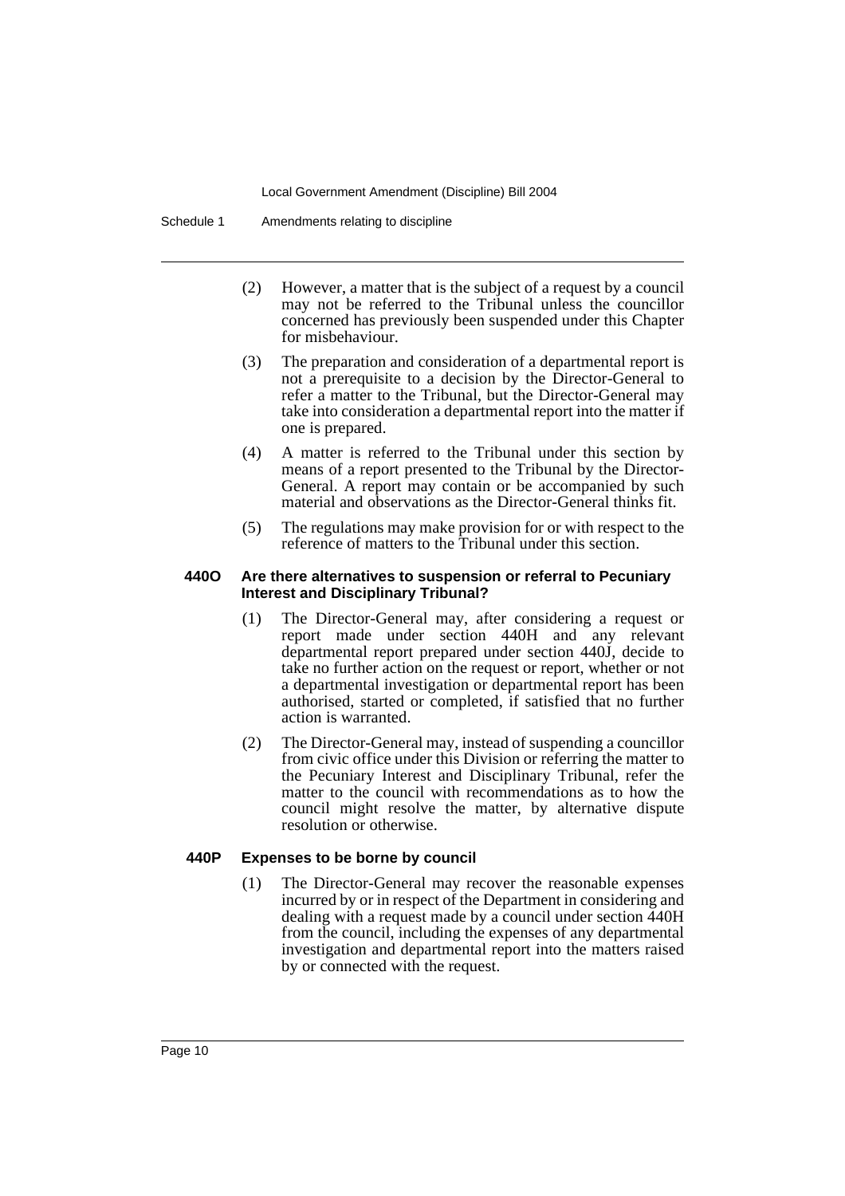(2) However, a matter that is the subject of a request by a council may not be referred to the Tribunal unless the councillor concerned has previously been suspended under this Chapter for misbehaviour.

(3) The preparation and consideration of a departmental report is not a prerequisite to a decision by the Director-General to refer a matter to the Tribunal, but the Director-General may take into consideration a departmental report into the matter if one is prepared.

(4) A matter is referred to the Tribunal under this section by means of a report presented to the Tribunal by the Director-General. A report may contain or be accompanied by such material and observations as the Director-General thinks fit.

(5) The regulations may make provision for or with respect to the reference of matters to the Tribunal under this section.

#### 440O Are there alternatives to suspension or referral to Pecuniary Interest and Disciplinary Tribunal?

(1) The Director-General may, after considering a request or report made under section 440H and any relevant departmental report prepared under section 440J, decide to take no further action on the request or report, whether or not a departmental investigation or departmental report has been authorised, started or completed, if satisfied that no further action is warranted.

(2) The Director-General may, instead of suspending a councillor from civic office under this Division or referring the matter to the Pecuniary Interest and Disciplinary Tribunal, refer the matter to the council with recommendations as to how the council might resolve the matter, by alternative dispute resolution or otherwise.

#### 440P Expenses to be borne by council

(1) The Director-General may recover the reasonable expenses incurred by or in respect of the Department in considering and dealing with a request made by a council under section 440H from the council, including the expenses of any departmental investigation and departmental report into the matters raised by or connected with the request.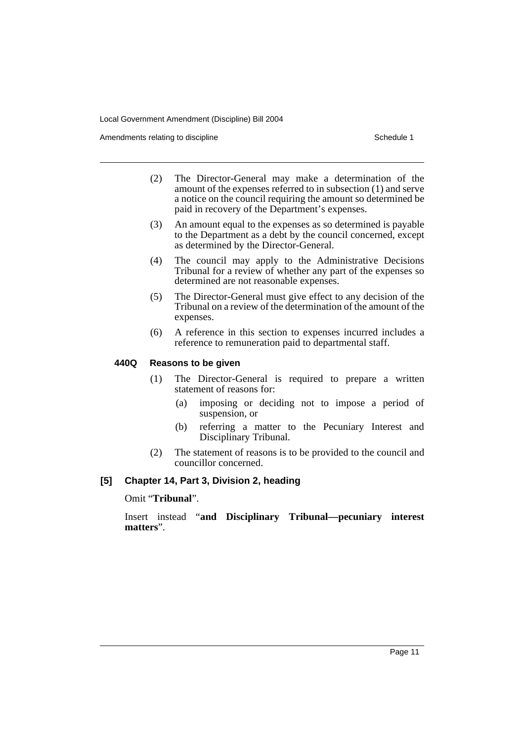(2) The Director-General may make a determination of the amount of the expenses referred to in subsection (1) and serve a notice on the council requiring the amount so determined be paid in recovery of the Department's expenses.

(3) An amount equal to the expenses as so determined is payable to the Department as a debt by the council concerned, except as determined by the Director-General.

(4) The council may apply to the Administrative Decisions Tribunal for a review of whether any part of the expenses so determined are not reasonable expenses.

(5) The Director-General must give effect to any decision of the Tribunal on a review of the determination of the amount of the expenses.

(6) A reference in this section to expenses incurred includes a reference to remuneration paid to departmental staff.

#### 440Q Reasons to be given

(1) The Director-General is required to prepare a written statement of reasons for:

- (a) imposing or deciding not to impose a period of suspension, or
- (b) referring a matter to the Pecuniary Interest and Disciplinary Tribunal.

(2) The statement of reasons is to be provided to the council and councillor concerned.

### [5] Chapter 14, Part 3, Division 2, heading

Omit "**Tribunal**".

Insert instead "**and Disciplinary Tribunal—pecuniary interest matters**".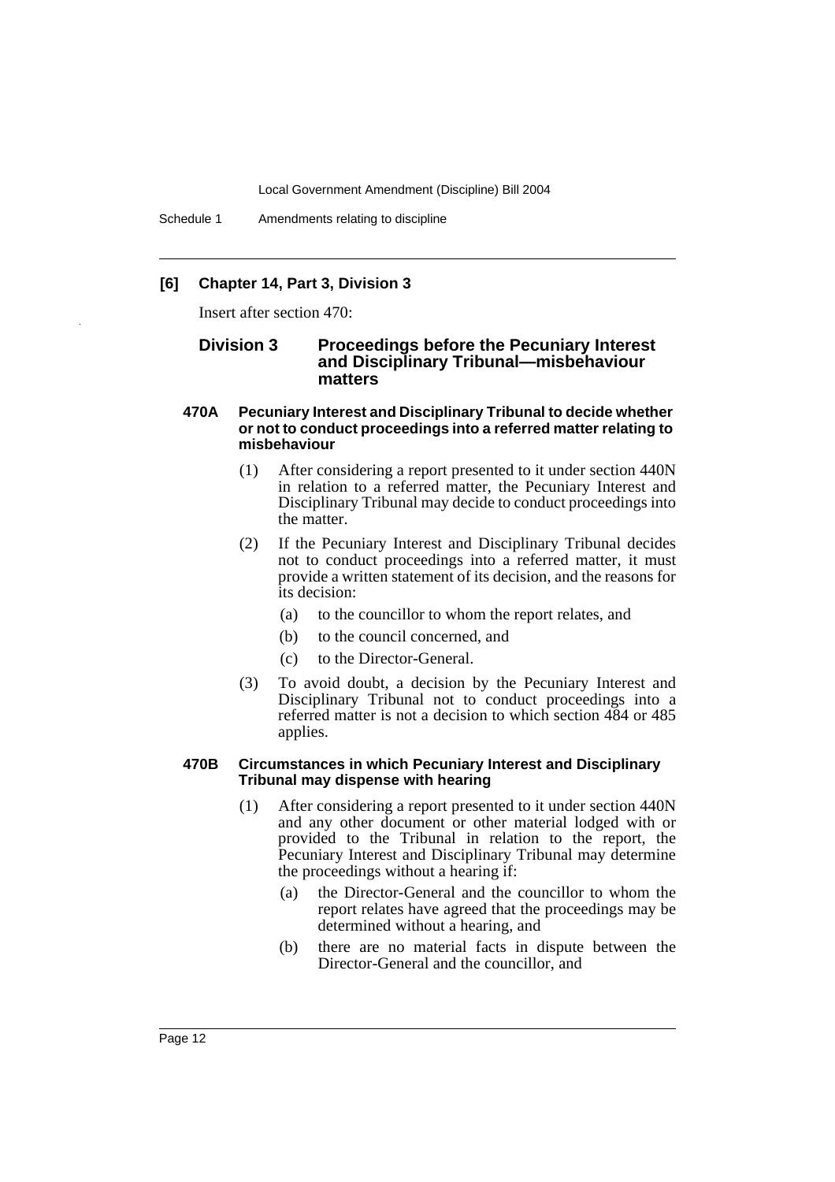**[6] Chapter 14, Part 3, Division 3**

Insert after section 470:

### Division 3 Proceedings before the Pecuniary Interest and Disciplinary Tribunal—misbehaviour matters

#### 470A Pecuniary Interest and Disciplinary Tribunal to decide whether or not to conduct proceedings into a referred matter relating to misbehaviour

(1) After considering a report presented to it under section 440N in relation to a referred matter, the Pecuniary Interest and Disciplinary Tribunal may decide to conduct proceedings into the matter.

(2) If the Pecuniary Interest and Disciplinary Tribunal decides not to conduct proceedings into a referred matter, it must provide a written statement of its decision, and the reasons for its decision:

- (a) to the councillor to whom the report relates, and
- (b) to the council concerned, and
- (c) to the Director-General.

(3) To avoid doubt, a decision by the Pecuniary Interest and Disciplinary Tribunal not to conduct proceedings into a referred matter is not a decision to which section 484 or 485 applies.

#### 470B Circumstances in which Pecuniary Interest and Disciplinary Tribunal may dispense with hearing

(1) After considering a report presented to it under section 440N and any other document or other material lodged with or provided to the Tribunal in relation to the report, the Pecuniary Interest and Disciplinary Tribunal may determine the proceedings without a hearing if:

- (a) the Director-General and the councillor to whom the report relates have agreed that the proceedings may be determined without a hearing, and
- (b) there are no material facts in dispute between the Director-General and the councillor, and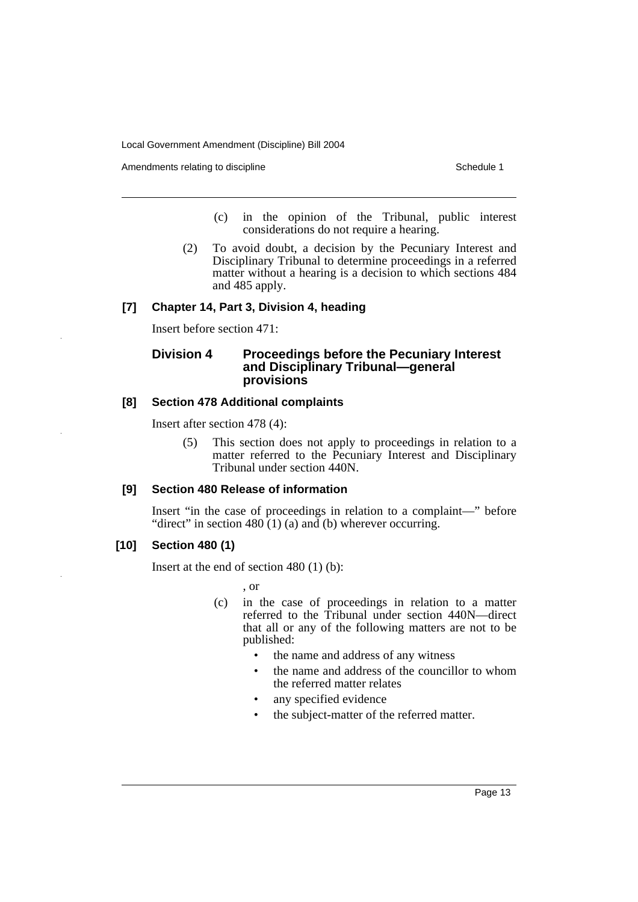(c) in the opinion of the Tribunal, public interest considerations do not require a hearing.

(2) To avoid doubt, a decision by the Pecuniary Interest and Disciplinary Tribunal to determine proceedings in a referred matter without a hearing is a decision to which sections 484 and 485 apply.

### [7] Chapter 14, Part 3, Division 4, heading

Insert before section 471:

### Division 4 Proceedings before the Pecuniary Interest and Disciplinary Tribunal—general provisions

### [8] Section 478 Additional complaints

Insert after section 478 (4):

(5) This section does not apply to proceedings in relation to a matter referred to the Pecuniary Interest and Disciplinary Tribunal under section 440N.

### [9] Section 480 Release of information

Insert "in the case of proceedings in relation to a complaint—" before "direct" in section 480 (1) (a) and (b) wherever occurring.

### [10] Section 480 (1)

Insert at the end of section 480 (1) (b):

, or

(c) in the case of proceedings in relation to a matter referred to the Tribunal under section 440N—direct that all or any of the following matters are not to be published:

- the name and address of any witness
- the name and address of the councillor to whom the referred matter relates
- any specified evidence
- the subject-matter of the referred matter.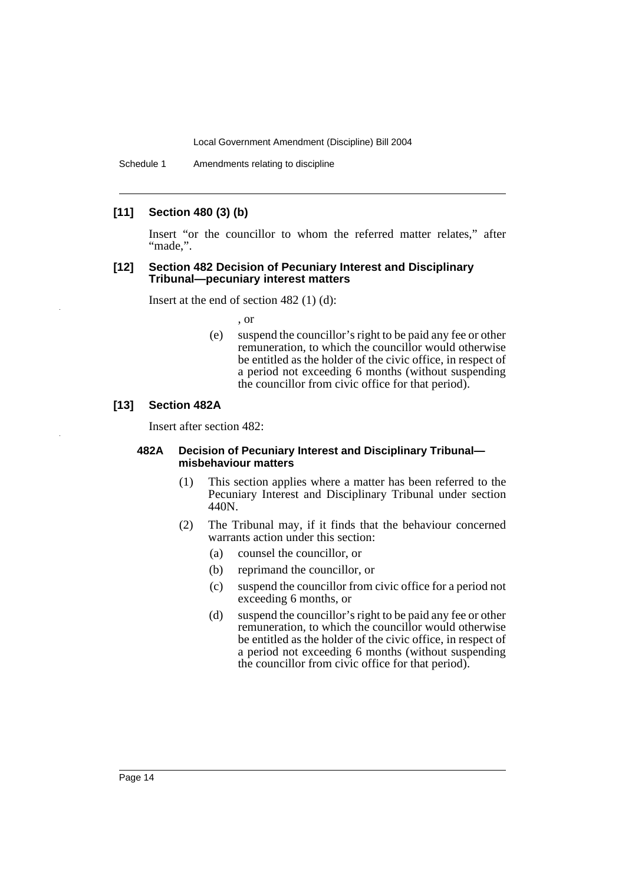### [11] Section 480 (3) (b)

Insert "or the councillor to whom the referred matter relates," after "made,".

### [12] Section 482 Decision of Pecuniary Interest and Disciplinary Tribunal—pecuniary interest matters

Insert at the end of section 482 (1) (d):

, or

(e) suspend the councillor's right to be paid any fee or other remuneration, to which the councillor would otherwise be entitled as the holder of the civic office, in respect of a period not exceeding 6 months (without suspending the councillor from civic office for that period).

### [13] Section 482A

Insert after section 482:

#### 482A Decision of Pecuniary Interest and Disciplinary Tribunal—misbehaviour matters

(1) This section applies where a matter has been referred to the Pecuniary Interest and Disciplinary Tribunal under section 440N.

(2) The Tribunal may, if it finds that the behaviour concerned warrants action under this section:

(a) counsel the councillor, or

(b) reprimand the councillor, or

(c) suspend the councillor from civic office for a period not exceeding 6 months, or

(d) suspend the councillor's right to be paid any fee or other remuneration, to which the councillor would otherwise be entitled as the holder of the civic office, in respect of a period not exceeding 6 months (without suspending the councillor from civic office for that period).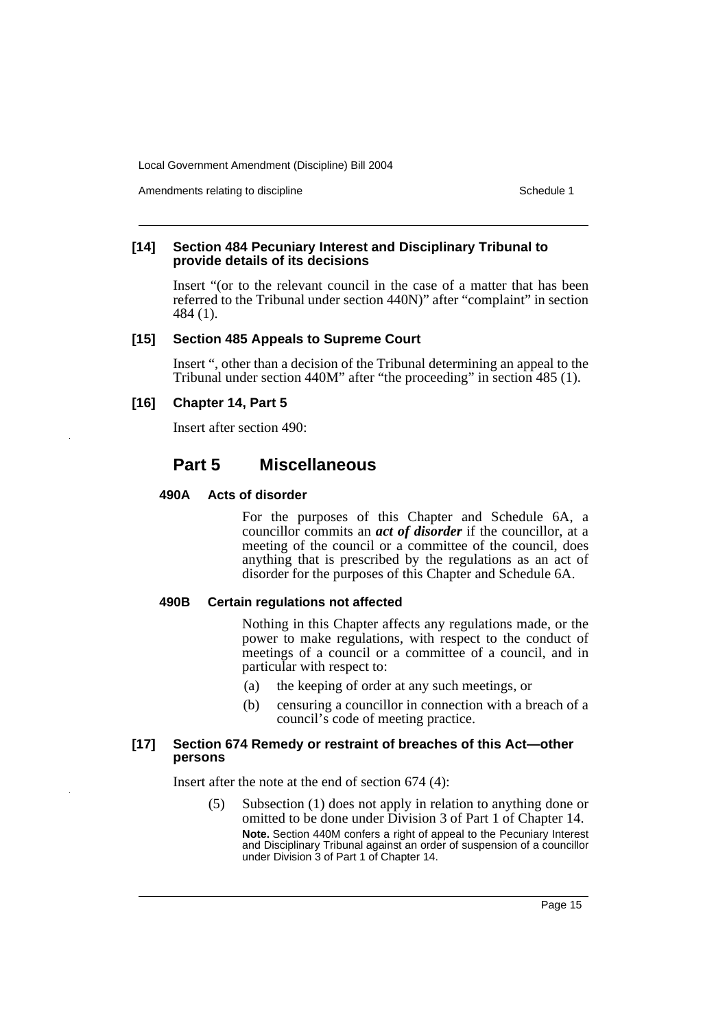### [14] Section 484 Pecuniary Interest and Disciplinary Tribunal to provide details of its decisions

Insert "(or to the relevant council in the case of a matter that has been referred to the Tribunal under section 440N)" after "complaint" in section 484 (1).

### [15] Section 485 Appeals to Supreme Court

Insert ", other than a decision of the Tribunal determining an appeal to the Tribunal under section 440M" after "the proceeding" in section 485 (1).

### [16] Chapter 14, Part 5

Insert after section 490:

## Part 5 Miscellaneous

#### 490A Acts of disorder

For the purposes of this Chapter and Schedule 6A, a councillor commits an ***act of disorder*** if the councillor, at a meeting of the council or a committee of the council, does anything that is prescribed by the regulations as an act of disorder for the purposes of this Chapter and Schedule 6A.

#### 490B Certain regulations not affected

Nothing in this Chapter affects any regulations made, or the power to make regulations, with respect to the conduct of meetings of a council or a committee of a council, and in particular with respect to:

(a) the keeping of order at any such meetings, or

(b) censuring a councillor in connection with a breach of a council's code of meeting practice.

### [17] Section 674 Remedy or restraint of breaches of this Act—other persons

Insert after the note at the end of section 674 (4):

(5) Subsection (1) does not apply in relation to anything done or omitted to be done under Division 3 of Part 1 of Chapter 14.

**Note.** Section 440M confers a right of appeal to the Pecuniary Interest and Disciplinary Tribunal against an order of suspension of a councillor under Division 3 of Part 1 of Chapter 14.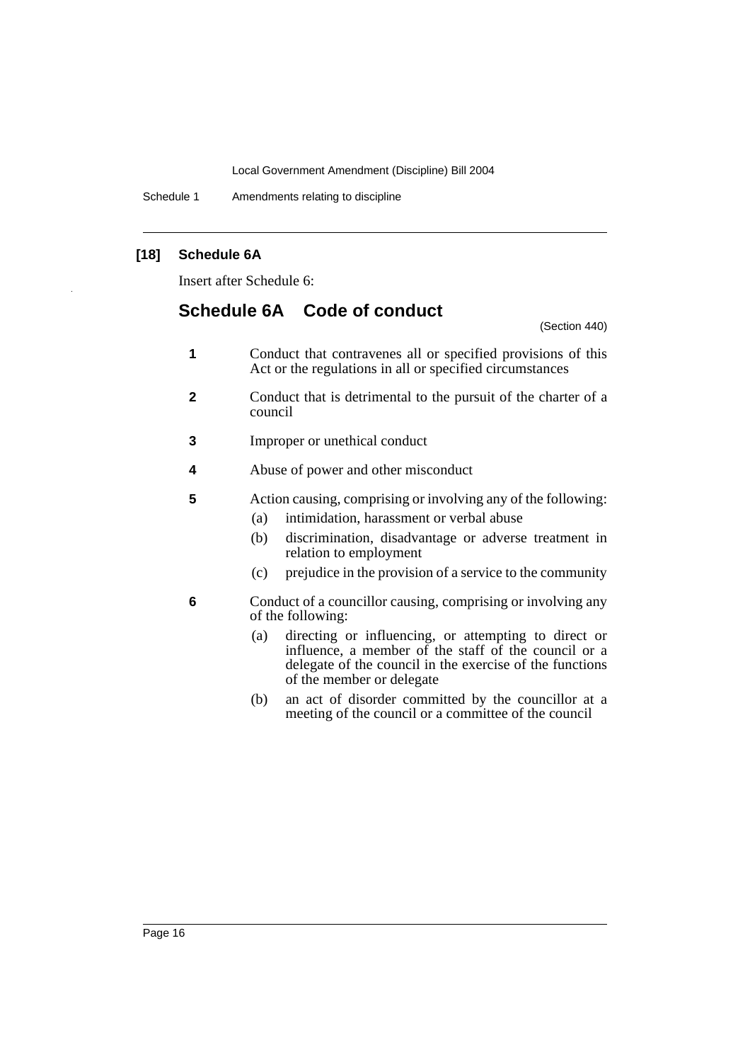**[18] Schedule 6A**

Insert after Schedule 6:

## Schedule 6A Code of conduct

(Section 440)

**1** Conduct that contravenes all or specified provisions of this Act or the regulations in all or specified circumstances

**2** Conduct that is detrimental to the pursuit of the charter of a council

**3** Improper or unethical conduct

**4** Abuse of power and other misconduct

**5** Action causing, comprising or involving any of the following:

- (a) intimidation, harassment or verbal abuse
- (b) discrimination, disadvantage or adverse treatment in relation to employment
- (c) prejudice in the provision of a service to the community

**6** Conduct of a councillor causing, comprising or involving any of the following:

- (a) directing or influencing, or attempting to direct or influence, a member of the staff of the council or a delegate of the council in the exercise of the functions of the member or delegate
- (b) an act of disorder committed by the councillor at a meeting of the council or a committee of the council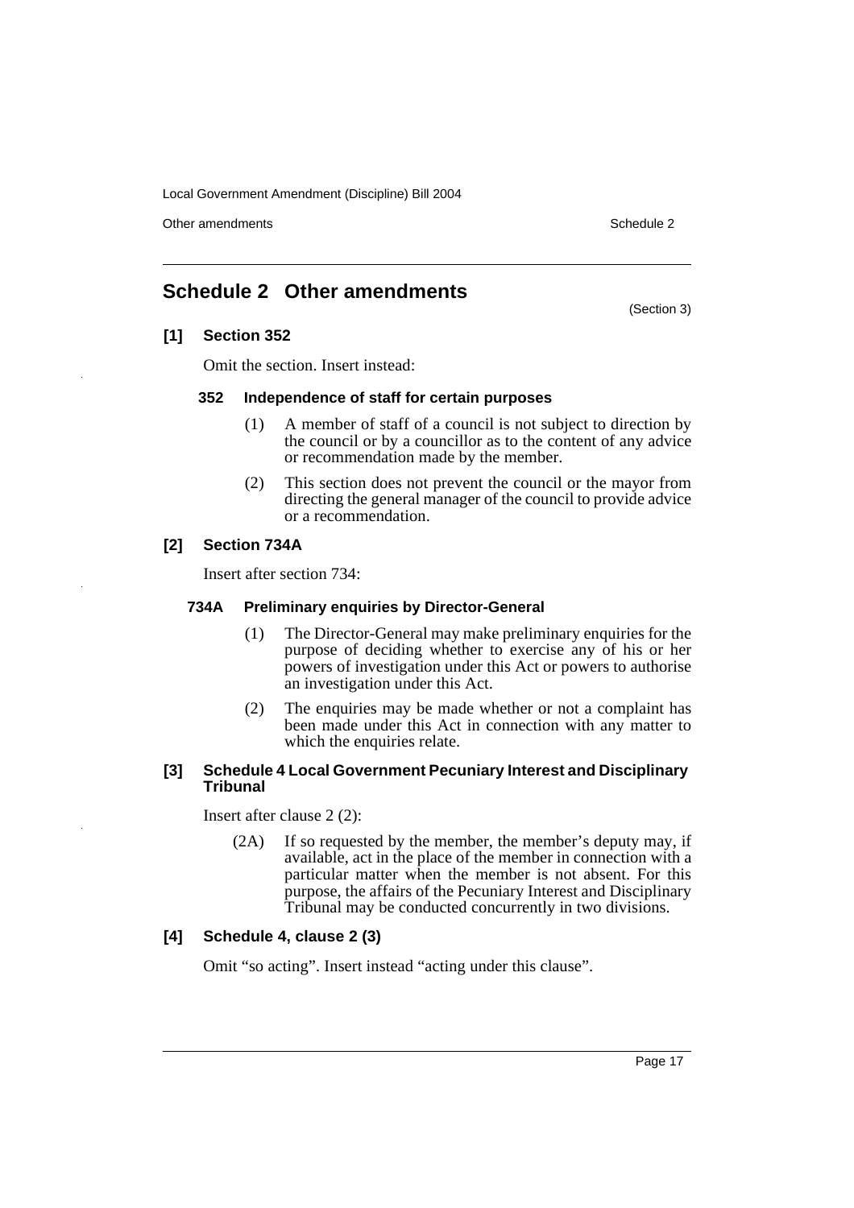## Schedule 2 Other amendments

(Section 3)

### [1] Section 352

Omit the section. Insert instead:

#### 352 Independence of staff for certain purposes

(1) A member of staff of a council is not subject to direction by the council or by a councillor as to the content of any advice or recommendation made by the member.

(2) This section does not prevent the council or the mayor from directing the general manager of the council to provide advice or a recommendation.

### [2] Section 734A

Insert after section 734:

#### 734A Preliminary enquiries by Director-General

(1) The Director-General may make preliminary enquiries for the purpose of deciding whether to exercise any of his or her powers of investigation under this Act or powers to authorise an investigation under this Act.

(2) The enquiries may be made whether or not a complaint has been made under this Act in connection with any matter to which the enquiries relate.

### [3] Schedule 4 Local Government Pecuniary Interest and Disciplinary Tribunal

Insert after clause 2 (2):

(2A) If so requested by the member, the member's deputy may, if available, act in the place of the member in connection with a particular matter when the member is not absent. For this purpose, the affairs of the Pecuniary Interest and Disciplinary Tribunal may be conducted concurrently in two divisions.

### [4] Schedule 4, clause 2 (3)

Omit "so acting". Insert instead "acting under this clause".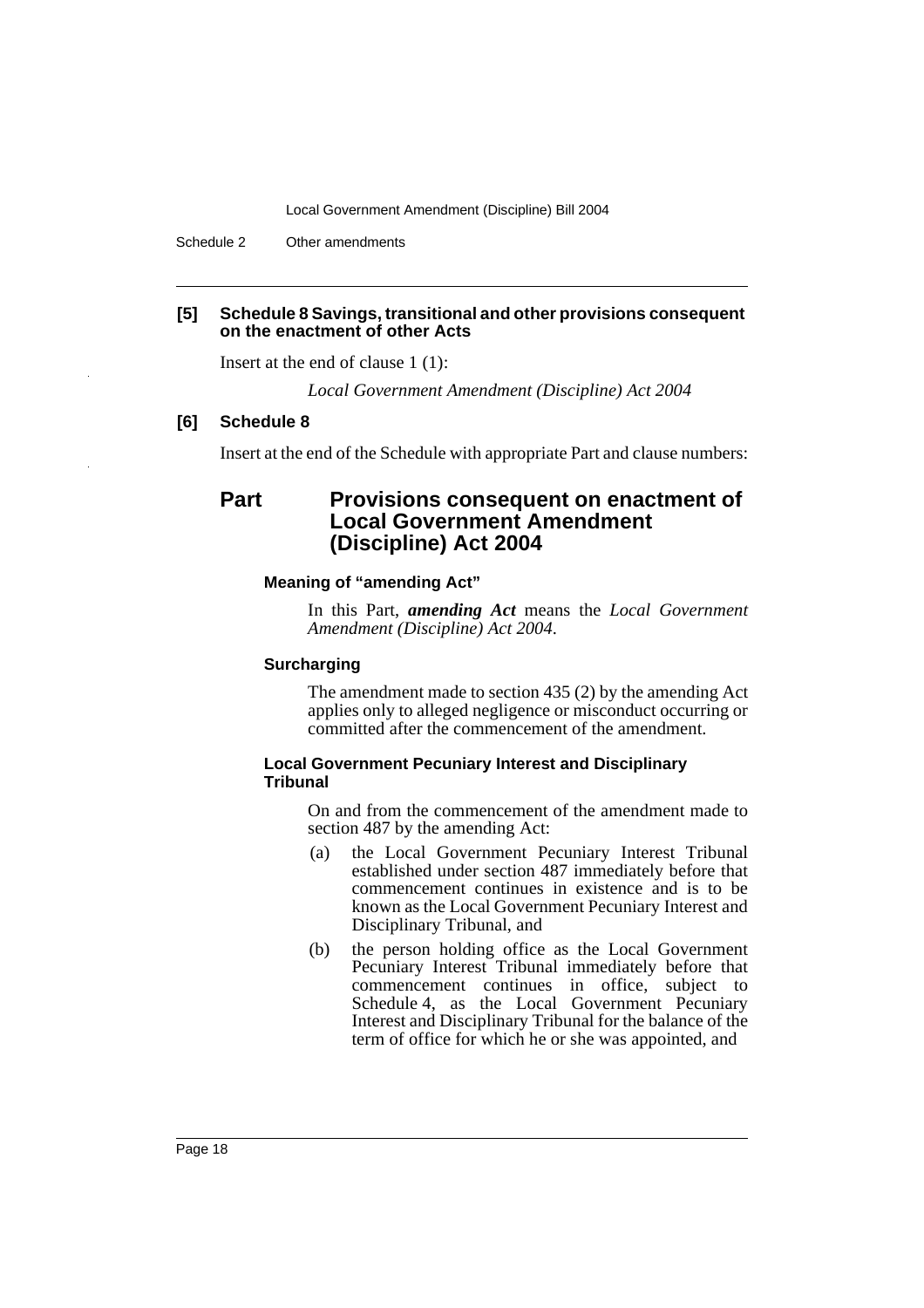**[5] Schedule 8 Savings, transitional and other provisions consequent on the enactment of other Acts**

Insert at the end of clause 1 (1):

*Local Government Amendment (Discipline) Act 2004*

**[6] Schedule 8**

Insert at the end of the Schedule with appropriate Part and clause numbers:

## Part Provisions consequent on enactment of Local Government Amendment (Discipline) Act 2004

#### Meaning of "amending Act"

In this Part, ***amending Act*** means the *Local Government Amendment (Discipline) Act 2004*.

#### Surcharging

The amendment made to section 435 (2) by the amending Act applies only to alleged negligence or misconduct occurring or committed after the commencement of the amendment.

#### Local Government Pecuniary Interest and Disciplinary Tribunal

On and from the commencement of the amendment made to section 487 by the amending Act:

(a) the Local Government Pecuniary Interest Tribunal established under section 487 immediately before that commencement continues in existence and is to be known as the Local Government Pecuniary Interest and Disciplinary Tribunal, and

(b) the person holding office as the Local Government Pecuniary Interest Tribunal immediately before that commencement continues in office, subject to Schedule 4, as the Local Government Pecuniary Interest and Disciplinary Tribunal for the balance of the term of office for which he or she was appointed, and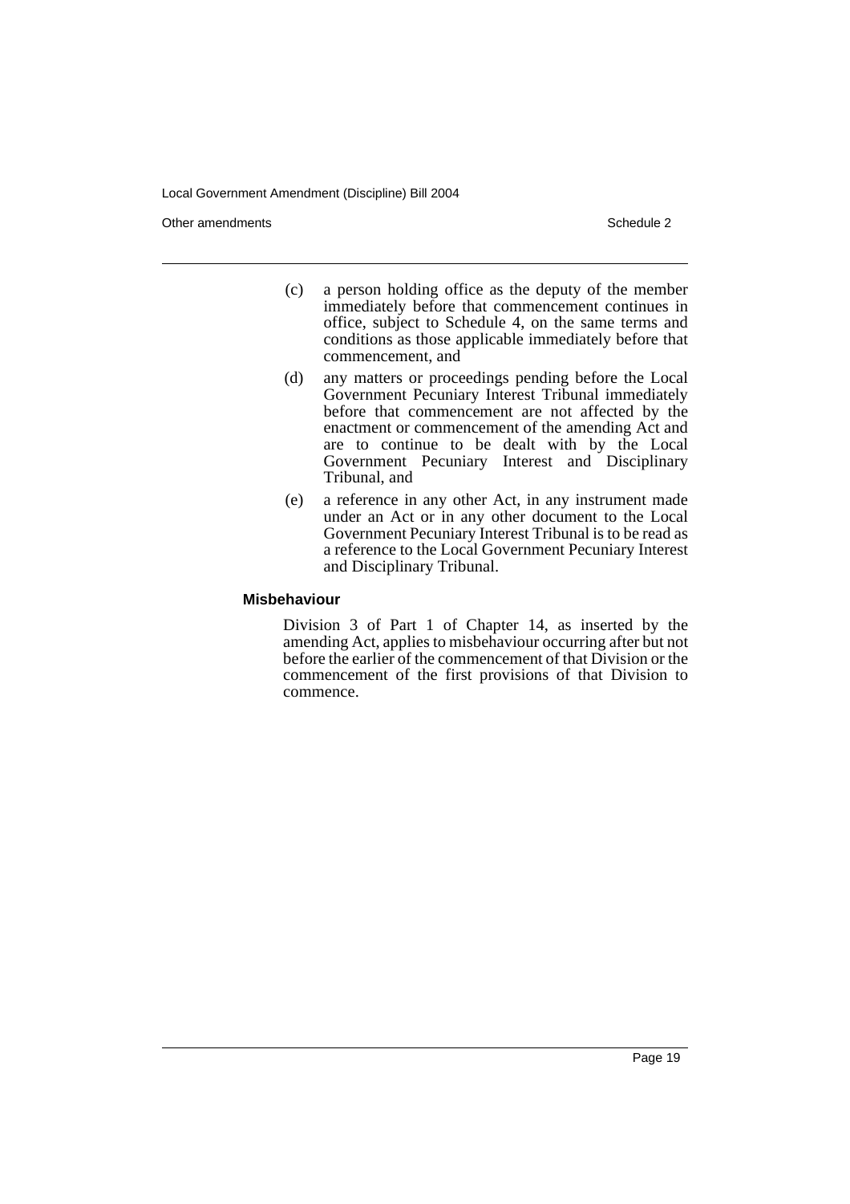(c) a person holding office as the deputy of the member immediately before that commencement continues in office, subject to Schedule 4, on the same terms and conditions as those applicable immediately before that commencement, and

(d) any matters or proceedings pending before the Local Government Pecuniary Interest Tribunal immediately before that commencement are not affected by the enactment or commencement of the amending Act and are to continue to be dealt with by the Local Government Pecuniary Interest and Disciplinary Tribunal, and

(e) a reference in any other Act, in any instrument made under an Act or in any other document to the Local Government Pecuniary Interest Tribunal is to be read as a reference to the Local Government Pecuniary Interest and Disciplinary Tribunal.

**Misbehaviour**

Division 3 of Part 1 of Chapter 14, as inserted by the amending Act, applies to misbehaviour occurring after but not before the earlier of the commencement of that Division or the commencement of the first provisions of that Division to commence.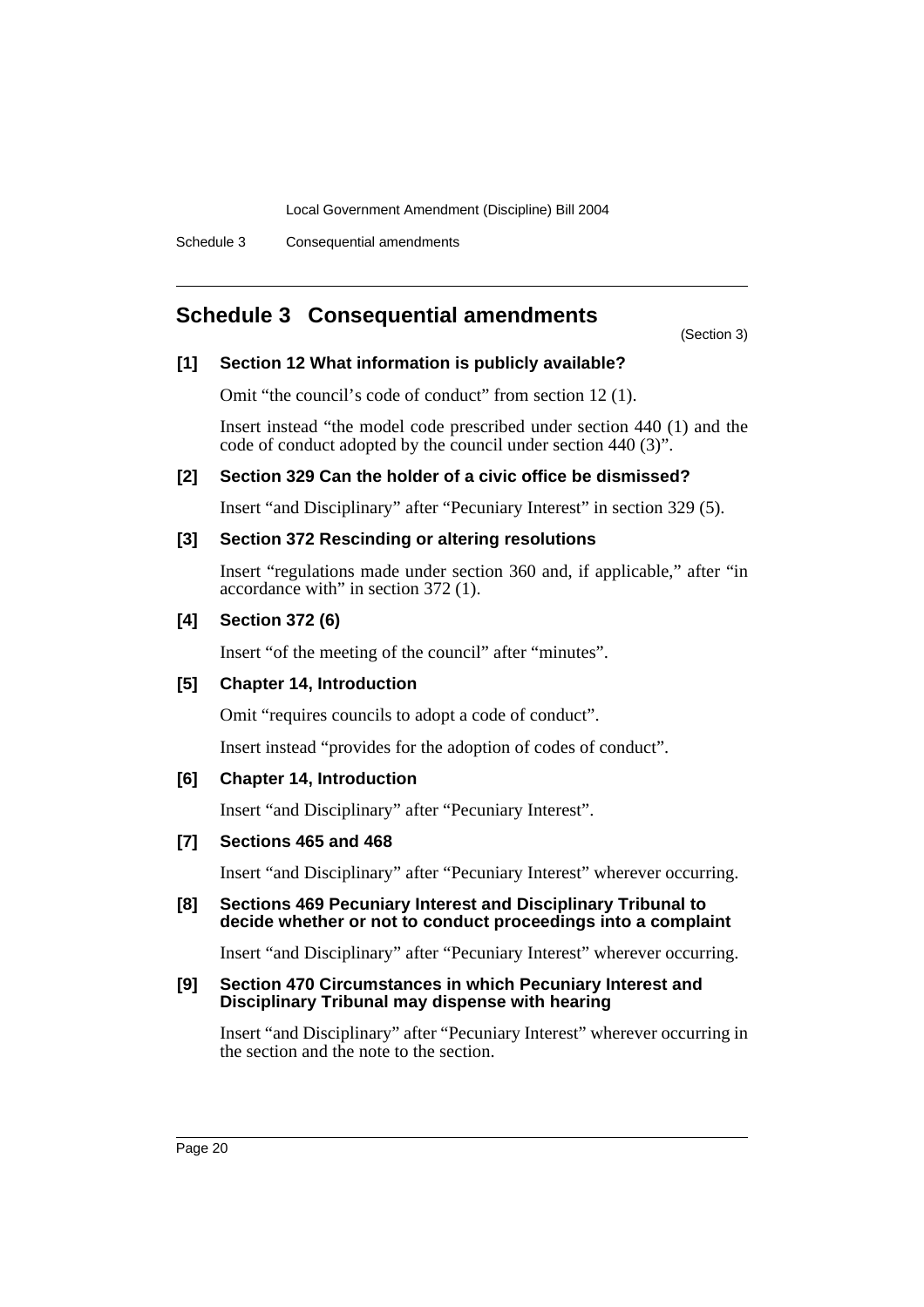## Schedule 3 Consequential amendments

(Section 3)

### [1] Section 12 What information is publicly available?

Omit "the council's code of conduct" from section 12 (1).

Insert instead "the model code prescribed under section 440 (1) and the code of conduct adopted by the council under section 440 (3)".

### [2] Section 329 Can the holder of a civic office be dismissed?

Insert "and Disciplinary" after "Pecuniary Interest" in section 329 (5).

### [3] Section 372 Rescinding or altering resolutions

Insert "regulations made under section 360 and, if applicable," after "in accordance with" in section 372 (1).

### [4] Section 372 (6)

Insert "of the meeting of the council" after "minutes".

### [5] Chapter 14, Introduction

Omit "requires councils to adopt a code of conduct".

Insert instead "provides for the adoption of codes of conduct".

### [6] Chapter 14, Introduction

Insert "and Disciplinary" after "Pecuniary Interest".

### [7] Sections 465 and 468

Insert "and Disciplinary" after "Pecuniary Interest" wherever occurring.

### [8] Sections 469 Pecuniary Interest and Disciplinary Tribunal to decide whether or not to conduct proceedings into a complaint

Insert "and Disciplinary" after "Pecuniary Interest" wherever occurring.

### [9] Section 470 Circumstances in which Pecuniary Interest and Disciplinary Tribunal may dispense with hearing

Insert "and Disciplinary" after "Pecuniary Interest" wherever occurring in the section and the note to the section.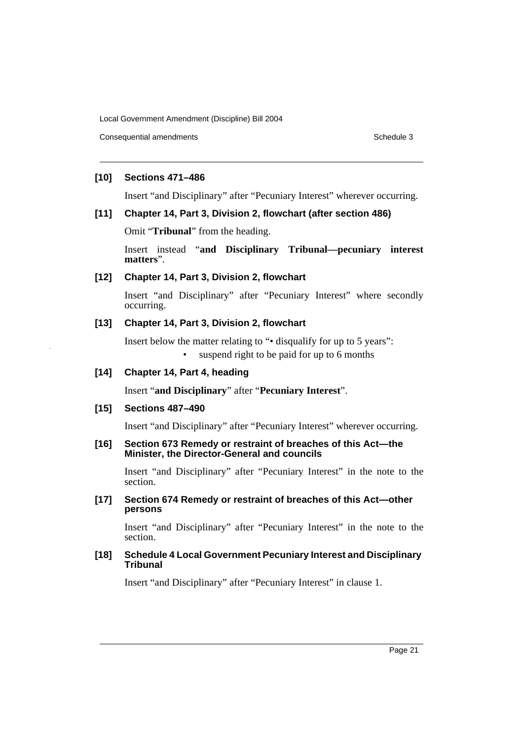#### [10] Sections 471–486

Insert "and Disciplinary" after "Pecuniary Interest" wherever occurring.

#### [11] Chapter 14, Part 3, Division 2, flowchart (after section 486)

Omit "**Tribunal**" from the heading.

Insert instead "**and Disciplinary Tribunal—pecuniary interest matters**".

#### [12] Chapter 14, Part 3, Division 2, flowchart

Insert "and Disciplinary" after "Pecuniary Interest" where secondly occurring.

#### [13] Chapter 14, Part 3, Division 2, flowchart

Insert below the matter relating to "• disqualify for up to 5 years":

- suspend right to be paid for up to 6 months

#### [14] Chapter 14, Part 4, heading

Insert "**and Disciplinary**" after "**Pecuniary Interest**".

#### [15] Sections 487–490

Insert "and Disciplinary" after "Pecuniary Interest" wherever occurring.

#### [16] Section 673 Remedy or restraint of breaches of this Act—the Minister, the Director-General and councils

Insert "and Disciplinary" after "Pecuniary Interest" in the note to the section.

#### [17] Section 674 Remedy or restraint of breaches of this Act—other persons

Insert "and Disciplinary" after "Pecuniary Interest" in the note to the section.

#### [18] Schedule 4 Local Government Pecuniary Interest and Disciplinary Tribunal

Insert "and Disciplinary" after "Pecuniary Interest" in clause 1.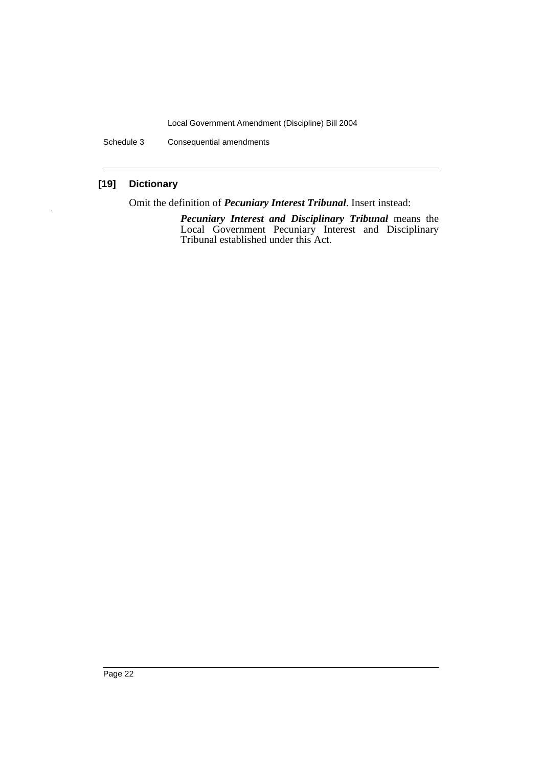### [19] Dictionary

Omit the definition of ***Pecuniary Interest Tribunal***. Insert instead:

> ***Pecuniary Interest and Disciplinary Tribunal*** means the Local Government Pecuniary Interest and Disciplinary Tribunal established under this Act.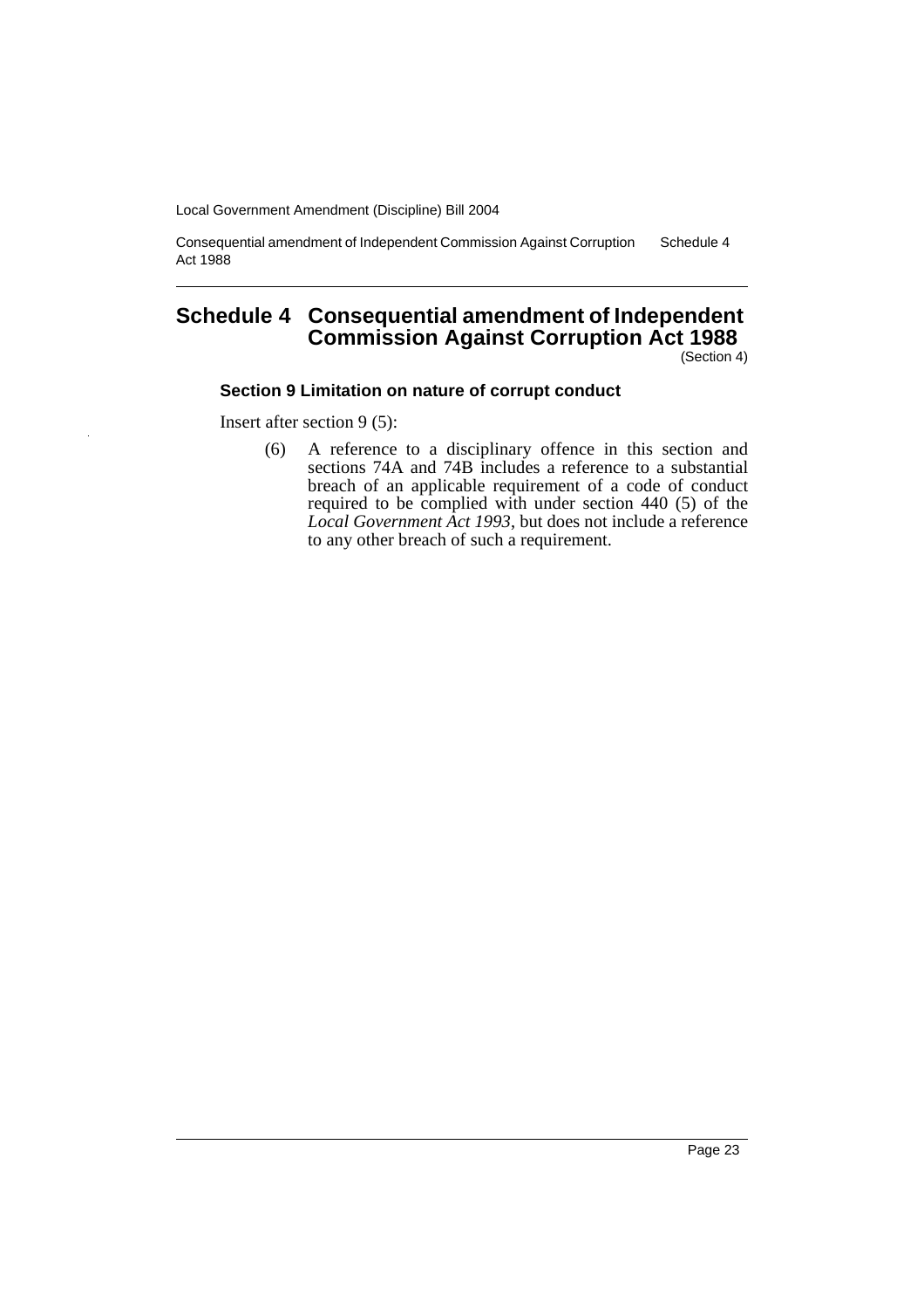# Schedule 4 Consequential amendment of Independent Commission Against Corruption Act 1988

(Section 4)

### Section 9 Limitation on nature of corrupt conduct

Insert after section 9 (5):

> (6) A reference to a disciplinary offence in this section and sections 74A and 74B includes a reference to a substantial breach of an applicable requirement of a code of conduct required to be complied with under section 440 (5) of the *Local Government Act 1993*, but does not include a reference to any other breach of such a requirement.